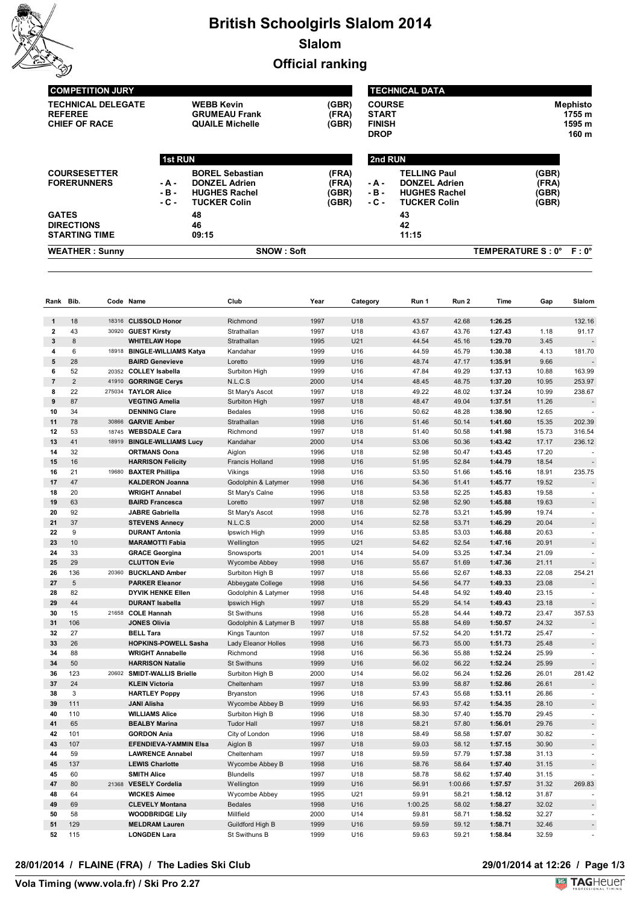# British Schoolgirls Slalom 2014

## Slalom

## Official ranking

| COMPETITION JURY | | |
|---|---|---|
| TECHNICAL DELEGATE | WEBB Kevin | (GBR) |
| REFEREE | GRUMEAU Frank | (FRA) |
| CHIEF OF RACE | QUAILE Michelle | (GBR) |

| TECHNICAL DATA | |
|---|---|
| COURSE | Mephisto |
| START | 1755 m |
| FINISH | 1595 m |
| DROP | 160 m |

| | 1st RUN | | | 2nd RUN | | |
|---|---|---|---|---|---|---|
| COURSESETTER | | BOREL Sebastian | (FRA) | | TELLING Paul | (GBR) |
| FORERUNNERS | - A - | DONZEL Adrien | (FRA) | - A - | DONZEL Adrien | (FRA) |
| | - B - | HUGHES Rachel | (GBR) | - B - | HUGHES Rachel | (GBR) |
| | - C - | TUCKER Colin | (GBR) | - C - | TUCKER Colin | (GBR) |
| GATES | | 48 | | | 43 | |
| DIRECTIONS | | 46 | | | 42 | |
| STARTING TIME | | 09:15 | | | 11:15 | |

WEATHER : Sunny | SNOW : Soft | TEMPERATURE S : 0° F : 0°

| Rank | Bib. | Code | Name | Club | Year | Category | Run 1 | Run 2 | Time | Gap | Slalom |
|---|---|---|---|---|---|---|---|---|---|---|---|
| 1 | 18 | 18316 | CLISSOLD Honor | Richmond | 1997 | U18 | 43.57 | 42.68 | 1:26.25 | | 132.16 |
| 2 | 43 | 30920 | GUEST Kirsty | Strathallan | 1997 | U18 | 43.67 | 43.76 | 1:27.43 | 1.18 | 91.17 |
| 3 | 8 | | WHITELAW Hope | Strathallan | 1995 | U21 | 44.54 | 45.16 | 1:29.70 | 3.45 | - |
| 4 | 6 | 18918 | BINGLE-WILLIAMS Katya | Kandahar | 1999 | U16 | 44.59 | 45.79 | 1:30.38 | 4.13 | 181.70 |
| 5 | 28 | | BAIRD Genevieve | Loretto | 1999 | U16 | 48.74 | 47.17 | 1:35.91 | 9.66 | - |
| 6 | 52 | 20352 | COLLEY Isabella | Surbiton High | 1999 | U16 | 47.84 | 49.29 | 1:37.13 | 10.88 | 163.99 |
| 7 | 2 | 41910 | GORRINGE Cerys | N.L.C.S | 2000 | U14 | 48.45 | 48.75 | 1:37.20 | 10.95 | 253.97 |
| 8 | 22 | 275034 | TAYLOR Alice | St Mary's Ascot | 1997 | U18 | 49.22 | 48.02 | 1:37.24 | 10.99 | 238.67 |
| 9 | 87 | | VEGTING Amelia | Surbiton High | 1997 | U18 | 48.47 | 49.04 | 1:37.51 | 11.26 | - |
| 10 | 34 | | DENNING Clare | Bedales | 1998 | U16 | 50.62 | 48.28 | 1:38.90 | 12.65 | - |
| 11 | 78 | 30866 | GARVIE Amber | Strathallan | 1998 | U16 | 51.46 | 50.14 | 1:41.60 | 15.35 | 202.39 |
| 12 | 53 | 18745 | WEBSDALE Cara | Richmond | 1997 | U18 | 51.40 | 50.58 | 1:41.98 | 15.73 | 316.54 |
| 13 | 41 | 18919 | BINGLE-WILLIAMS Lucy | Kandahar | 2000 | U14 | 53.06 | 50.36 | 1:43.42 | 17.17 | 236.12 |
| 14 | 32 | | ORTMANS Oona | Aiglon | 1996 | U18 | 52.98 | 50.47 | 1:43.45 | 17.20 | - |
| 15 | 16 | | HARRISON Felicity | Francis Holland | 1998 | U16 | 51.95 | 52.84 | 1:44.79 | 18.54 | - |
| 16 | 21 | 19680 | BAXTER Phillipa | Vikings | 1998 | U16 | 53.50 | 51.66 | 1:45.16 | 18.91 | 235.75 |
| 17 | 47 | | KALDERON Joanna | Godolphin & Latymer | 1998 | U16 | 54.36 | 51.41 | 1:45.77 | 19.52 | - |
| 18 | 20 | | WRIGHT Annabel | St Mary's Calne | 1996 | U18 | 53.58 | 52.25 | 1:45.83 | 19.58 | - |
| 19 | 63 | | BAIRD Francesca | Loretto | 1997 | U18 | 52.98 | 52.90 | 1:45.88 | 19.63 | - |
| 20 | 92 | | JABRE Gabriella | St Mary's Ascot | 1998 | U16 | 52.78 | 53.21 | 1:45.99 | 19.74 | - |
| 21 | 37 | | STEVENS Annecy | N.L.C.S | 2000 | U14 | 52.58 | 53.71 | 1:46.29 | 20.04 | - |
| 22 | 9 | | DURANT Antonia | Ipswich High | 1999 | U16 | 53.85 | 53.03 | 1:46.88 | 20.63 | - |
| 23 | 10 | | MARAMOTTI Fabia | Wellington | 1995 | U21 | 54.62 | 52.54 | 1:47.16 | 20.91 | - |
| 24 | 33 | | GRACE Georgina | Snowsports | 2001 | U14 | 54.09 | 53.25 | 1:47.34 | 21.09 | - |
| 25 | 29 | | CLUTTON Evie | Wycombe Abbey | 1998 | U16 | 55.67 | 51.69 | 1:47.36 | 21.11 | - |
| 26 | 136 | 20360 | BUCKLAND Amber | Surbiton High B | 1997 | U18 | 55.66 | 52.67 | 1:48.33 | 22.08 | 254.21 |
| 27 | 5 | | PARKER Eleanor | Abbeygate College | 1998 | U16 | 54.56 | 54.77 | 1:49.33 | 23.08 | - |
| 28 | 82 | | DYVIK HENKE Ellen | Godolphin & Latymer | 1998 | U16 | 54.48 | 54.92 | 1:49.40 | 23.15 | - |
| 29 | 44 | | DURANT Isabella | Ipswich High | 1997 | U18 | 55.29 | 54.14 | 1:49.43 | 23.18 | - |
| 30 | 15 | 21658 | COLE Hannah | St Swithuns | 1998 | U16 | 55.28 | 54.44 | 1:49.72 | 23.47 | 357.53 |
| 31 | 106 | | JONES Olivia | Godolphin & Latymer B | 1997 | U18 | 55.88 | 54.69 | 1:50.57 | 24.32 | - |
| 32 | 27 | | BELL Tara | Kings Taunton | 1997 | U18 | 57.52 | 54.20 | 1:51.72 | 25.47 | - |
| 33 | 26 | | HOPKINS-POWELL Sasha | Lady Eleanor Holles | 1998 | U16 | 56.73 | 55.00 | 1:51.73 | 25.48 | - |
| 34 | 88 | | WRIGHT Annabelle | Richmond | 1998 | U16 | 56.36 | 55.88 | 1:52.24 | 25.99 | - |
| 34 | 50 | | HARRISON Natalie | St Swithuns | 1999 | U16 | 56.02 | 56.22 | 1:52.24 | 25.99 | - |
| 36 | 123 | 20602 | SMIDT-WALLIS Brielle | Surbiton High B | 2000 | U14 | 56.02 | 56.24 | 1:52.26 | 26.01 | 281.42 |
| 37 | 24 | | KLEIN Victoria | Cheltenham | 1997 | U18 | 53.99 | 58.87 | 1:52.86 | 26.61 | - |
| 38 | 3 | | HARTLEY Poppy | Bryanston | 1996 | U18 | 57.43 | 55.68 | 1:53.11 | 26.86 | - |
| 39 | 111 | | JANI Alisha | Wycombe Abbey B | 1999 | U16 | 56.93 | 57.42 | 1:54.35 | 28.10 | - |
| 40 | 110 | | WILLIAMS Alice | Surbiton High B | 1996 | U18 | 58.30 | 57.40 | 1:55.70 | 29.45 | - |
| 41 | 65 | | BEALBY Marina | Tudor Hall | 1997 | U18 | 58.21 | 57.80 | 1:56.01 | 29.76 | - |
| 42 | 101 | | GORDON Ania | City of London | 1996 | U18 | 58.49 | 58.58 | 1:57.07 | 30.82 | - |
| 43 | 107 | | EFENDIEVA-YAMMIN Elsa | Aiglon B | 1997 | U18 | 59.03 | 58.12 | 1:57.15 | 30.90 | - |
| 44 | 59 | | LAWRENCE Annabel | Cheltenham | 1997 | U18 | 59.59 | 57.79 | 1:57.38 | 31.13 | - |
| 45 | 137 | | LEWIS Charlotte | Wycombe Abbey B | 1998 | U16 | 58.76 | 58.64 | 1:57.40 | 31.15 | - |
| 45 | 60 | | SMITH Alice | Blundells | 1997 | U18 | 58.78 | 58.62 | 1:57.40 | 31.15 | - |
| 47 | 80 | 21368 | VESELY Cordelia | Wellington | 1999 | U16 | 56.91 | 1:00.66 | 1:57.57 | 31.32 | 269.83 |
| 48 | 64 | | WICKES Aimee | Wycombe Abbey | 1995 | U21 | 59.91 | 58.21 | 1:58.12 | 31.87 | - |
| 49 | 69 | | CLEVELY Montana | Bedales | 1998 | U16 | 1:00.25 | 58.02 | 1:58.27 | 32.02 | - |
| 50 | 58 | | WOODBRIDGE Lily | Millfield | 2000 | U14 | 59.81 | 58.71 | 1:58.52 | 32.27 | - |
| 51 | 129 | | MELDRAM Lauren | Guildford High B | 1999 | U16 | 59.59 | 59.12 | 1:58.71 | 32.46 | - |
| 52 | 115 | | LONGDEN Lara | St Swithuns B | 1999 | U16 | 59.63 | 59.21 | 1:58.84 | 32.59 | - |

28/01/2014 / FLAINE (FRA) / The Ladies Ski Club

29/01/2014 at 12:26

Vola Timing (www.vola.fr) / Ski Pro 2.27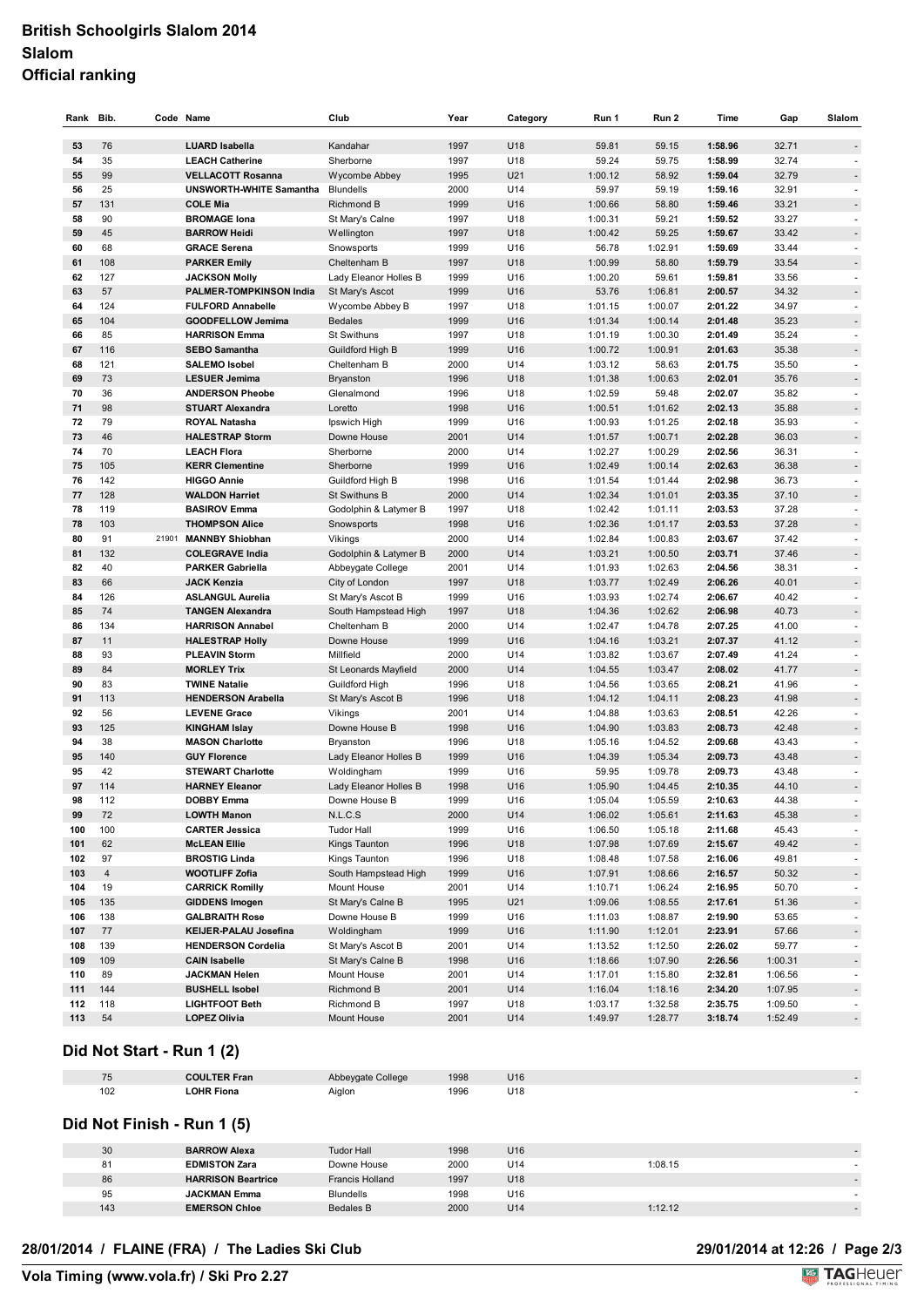# British Schoolgirls Slalom 2014
## Slalom
## Official ranking

| Rank | Bib. | Code | Name | Club | Year | Category | Run 1 | Run 2 | Time | Gap | Slalom |
|---|---|---|---|---|---|---|---|---|---|---|---|
| 53 | 76 | | **LUARD Isabella** | Kandahar | 1997 | U18 | 59.81 | 59.15 | **1:58.96** | 32.71 | - |
| 54 | 35 | | **LEACH Catherine** | Sherborne | 1997 | U18 | 59.24 | 59.75 | **1:58.99** | 32.74 | - |
| 55 | 99 | | **VELLACOTT Rosanna** | Wycombe Abbey | 1995 | U21 | 1:00.12 | 58.92 | **1:59.04** | 32.79 | - |
| 56 | 25 | | **UNSWORTH-WHITE Samantha** | Blundells | 2000 | U14 | 59.97 | 59.19 | **1:59.16** | 32.91 | - |
| 57 | 131 | | **COLE Mia** | Richmond B | 1999 | U16 | 1:00.66 | 58.80 | **1:59.46** | 33.21 | - |
| 58 | 90 | | **BROMAGE Iona** | St Mary's Calne | 1997 | U18 | 1:00.31 | 59.21 | **1:59.52** | 33.27 | - |
| 59 | 45 | | **BARROW Heidi** | Wellington | 1997 | U18 | 1:00.42 | 59.25 | **1:59.67** | 33.42 | - |
| 60 | 68 | | **GRACE Serena** | Snowsports | 1999 | U16 | 56.78 | 1:02.91 | **1:59.69** | 33.44 | - |
| 61 | 108 | | **PARKER Emily** | Cheltenham B | 1997 | U18 | 1:00.99 | 58.80 | **1:59.79** | 33.54 | - |
| 62 | 127 | | **JACKSON Molly** | Lady Eleanor Holles B | 1999 | U16 | 1:00.20 | 59.61 | **1:59.81** | 33.56 | - |
| 63 | 57 | | **PALMER-TOMPKINSON India** | St Mary's Ascot | 1999 | U16 | 53.76 | 1:06.81 | **2:00.57** | 34.32 | - |
| 64 | 124 | | **FULFORD Annabelle** | Wycombe Abbey B | 1997 | U18 | 1:01.15 | 1:00.07 | **2:01.22** | 34.97 | - |
| 65 | 104 | | **GOODFELLOW Jemima** | Bedales | 1999 | U16 | 1:01.34 | 1:00.14 | **2:01.48** | 35.23 | - |
| 66 | 85 | | **HARRISON Emma** | St Swithuns | 1997 | U18 | 1:01.19 | 1:00.30 | **2:01.49** | 35.24 | - |
| 67 | 116 | | **SEBO Samantha** | Guildford High B | 1999 | U16 | 1:00.72 | 1:00.91 | **2:01.63** | 35.38 | - |
| 68 | 121 | | **SALEMO Isobel** | Cheltenham B | 2000 | U14 | 1:03.12 | 58.63 | **2:01.75** | 35.50 | - |
| 69 | 73 | | **LESUER Jemima** | Bryanston | 1996 | U18 | 1:01.38 | 1:00.63 | **2:02.01** | 35.76 | - |
| 70 | 36 | | **ANDERSON Pheobe** | Glenalmond | 1996 | U18 | 1:02.59 | 59.48 | **2:02.07** | 35.82 | - |
| 71 | 98 | | **STUART Alexandra** | Loretto | 1998 | U16 | 1:00.51 | 1:01.62 | **2:02.13** | 35.88 | - |
| 72 | 79 | | **ROYAL Natasha** | Ipswich High | 1999 | U16 | 1:00.93 | 1:01.25 | **2:02.18** | 35.93 | - |
| 73 | 46 | | **HALESTRAP Storm** | Downe House | 2001 | U14 | 1:01.57 | 1:00.71 | **2:02.28** | 36.03 | - |
| 74 | 70 | | **LEACH Flora** | Sherborne | 2000 | U14 | 1:02.27 | 1:00.29 | **2:02.56** | 36.31 | - |
| 75 | 105 | | **KERR Clementine** | Sherborne | 1999 | U16 | 1:02.49 | 1:00.14 | **2:02.63** | 36.38 | - |
| 76 | 142 | | **HIGGO Annie** | Guildford High B | 1998 | U16 | 1:01.54 | 1:01.44 | **2:02.98** | 36.73 | - |
| 77 | 128 | | **WALDON Harriet** | St Swithuns B | 2000 | U14 | 1:02.34 | 1:01.01 | **2:03.35** | 37.10 | - |
| 78 | 119 | | **BASIROV Emma** | Godolphin & Latymer B | 1997 | U18 | 1:02.42 | 1:01.11 | **2:03.53** | 37.28 | - |
| 78 | 103 | | **THOMPSON Alice** | Snowsports | 1998 | U16 | 1:02.36 | 1:01.17 | **2:03.53** | 37.28 | - |
| 80 | 91 | 21901 | **MANNBY Shiobhan** | Vikings | 2000 | U14 | 1:02.84 | 1:00.83 | **2:03.67** | 37.42 | - |
| 81 | 132 | | **COLEGRAVE India** | Godolphin & Latymer B | 2000 | U14 | 1:03.21 | 1:00.50 | **2:03.71** | 37.46 | - |
| 82 | 40 | | **PARKER Gabriella** | Abbeygate College | 2001 | U14 | 1:01.93 | 1:02.63 | **2:04.56** | 38.31 | - |
| 83 | 66 | | **JACK Kenzia** | City of London | 1997 | U18 | 1:03.77 | 1:02.49 | **2:06.26** | 40.01 | - |
| 84 | 126 | | **ASLANGUL Aurelia** | St Mary's Ascot B | 1999 | U16 | 1:03.93 | 1:02.74 | **2:06.67** | 40.42 | - |
| 85 | 74 | | **TANGEN Alexandra** | South Hampstead High | 1997 | U18 | 1:04.36 | 1:02.62 | **2:06.98** | 40.73 | - |
| 86 | 134 | | **HARRISON Annabel** | Cheltenham B | 2000 | U14 | 1:02.47 | 1:04.78 | **2:07.25** | 41.00 | - |
| 87 | 11 | | **HALESTRAP Holly** | Downe House | 1999 | U16 | 1:04.16 | 1:03.21 | **2:07.37** | 41.12 | - |
| 88 | 93 | | **PLEAVIN Storm** | Millfield | 2000 | U14 | 1:03.82 | 1:03.67 | **2:07.49** | 41.24 | - |
| 89 | 84 | | **MORLEY Trix** | St Leonards Mayfield | 2000 | U14 | 1:04.55 | 1:03.47 | **2:08.02** | 41.77 | - |
| 90 | 83 | | **TWINE Natalie** | Guildford High | 1996 | U18 | 1:04.56 | 1:03.65 | **2:08.21** | 41.96 | - |
| 91 | 113 | | **HENDERSON Arabella** | St Mary's Ascot B | 1996 | U18 | 1:04.12 | 1:04.11 | **2:08.23** | 41.98 | - |
| 92 | 56 | | **LEVENE Grace** | Vikings | 2001 | U14 | 1:04.88 | 1:03.63 | **2:08.51** | 42.26 | - |
| 93 | 125 | | **KINGHAM Islay** | Downe House B | 1998 | U16 | 1:04.90 | 1:03.83 | **2:08.73** | 42.48 | - |
| 94 | 38 | | **MASON Charlotte** | Bryanston | 1996 | U18 | 1:05.16 | 1:04.52 | **2:09.68** | 43.43 | - |
| 95 | 140 | | **GUY Florence** | Lady Eleanor Holles B | 1999 | U16 | 1:04.39 | 1:05.34 | **2:09.73** | 43.48 | - |
| 95 | 42 | | **STEWART Charlotte** | Woldingham | 1999 | U16 | 59.95 | 1:09.78 | **2:09.73** | 43.48 | - |
| 97 | 114 | | **HARNEY Eleanor** | Lady Eleanor Holles B | 1998 | U16 | 1:05.90 | 1:04.45 | **2:10.35** | 44.10 | - |
| 98 | 112 | | **DOBBY Emma** | Downe House B | 1999 | U16 | 1:05.04 | 1:05.59 | **2:10.63** | 44.38 | - |
| 99 | 72 | | **LOWTH Manon** | N.L.C.S | 2000 | U14 | 1:06.02 | 1:05.61 | **2:11.63** | 45.38 | - |
| 100 | 100 | | **CARTER Jessica** | Tudor Hall | 1999 | U16 | 1:06.50 | 1:05.18 | **2:11.68** | 45.43 | - |
| 101 | 62 | | **McLEAN Ellie** | Kings Taunton | 1996 | U18 | 1:07.98 | 1:07.69 | **2:15.67** | 49.42 | - |
| 102 | 97 | | **BROSTIG Linda** | Kings Taunton | 1996 | U18 | 1:08.48 | 1:07.58 | **2:16.06** | 49.81 | - |
| 103 | 4 | | **WOOTLIFF Zofia** | South Hampstead High | 1999 | U16 | 1:07.91 | 1:08.66 | **2:16.57** | 50.32 | - |
| 104 | 19 | | **CARRICK Romilly** | Mount House | 2001 | U14 | 1:10.71 | 1:06.24 | **2:16.95** | 50.70 | - |
| 105 | 135 | | **GIDDENS Imogen** | St Mary's Calne B | 1995 | U21 | 1:09.06 | 1:08.55 | **2:17.61** | 51.36 | - |
| 106 | 138 | | **GALBRAITH Rose** | Downe House B | 1999 | U16 | 1:11.03 | 1:08.87 | **2:19.90** | 53.65 | - |
| 107 | 77 | | **KEIJER-PALAU Josefina** | Woldingham | 1999 | U16 | 1:11.90 | 1:12.01 | **2:23.91** | 57.66 | - |
| 108 | 139 | | **HENDERSON Cordelia** | St Mary's Ascot B | 2001 | U14 | 1:13.52 | 1:12.50 | **2:26.02** | 59.77 | - |
| 109 | 109 | | **CAIN Isabelle** | St Mary's Calne B | 1998 | U16 | 1:18.66 | 1:07.90 | **2:26.56** | 1:00.31 | - |
| 110 | 89 | | **JACKMAN Helen** | Mount House | 2001 | U14 | 1:17.01 | 1:15.80 | **2:32.81** | 1:06.56 | - |
| 111 | 144 | | **BUSHELL Isobel** | Richmond B | 2001 | U14 | 1:16.04 | 1:18.16 | **2:34.20** | 1:07.95 | - |
| 112 | 118 | | **LIGHTFOOT Beth** | Richmond B | 1997 | U18 | 1:03.17 | 1:32.58 | **2:35.75** | 1:09.50 | - |
| 113 | 54 | | **LOPEZ Olivia** | Mount House | 2001 | U14 | 1:49.97 | 1:28.77 | **3:18.74** | 1:52.49 | - |

## Did Not Start - Run 1 (2)

| Bib. | Name | Club | Year | Category | Run 1 | Run 2 | Slalom |
|---|---|---|---|---|---|---|---|
| 75 | **COULTER Fran** | Abbeygate College | 1998 | U16 | | | - |
| 102 | **LOHR Fiona** | Aiglon | 1996 | U18 | | | - |

## Did Not Finish - Run 1 (5)

| Bib. | Name | Club | Year | Category | Run 1 | Run 2 | Slalom |
|---|---|---|---|---|---|---|---|
| 30 | **BARROW Alexa** | Tudor Hall | 1998 | U16 | | | - |
| 81 | **EDMISTON Zara** | Downe House | 2000 | U14 | | 1:08.15 | - |
| 86 | **HARRISON Beartrice** | Francis Holland | 1997 | U18 | | | - |
| 95 | **JACKMAN Emma** | Blundells | 1998 | U16 | | | - |
| 143 | **EMERSON Chloe** | Bedales B | 2000 | U14 | | 1:12.12 | - |

**28/01/2014 / FLAINE (FRA) / The Ladies Ski Club** — **29/01/2014 at 12:26**

**Vola Timing (www.vola.fr) / Ski Pro 2.27**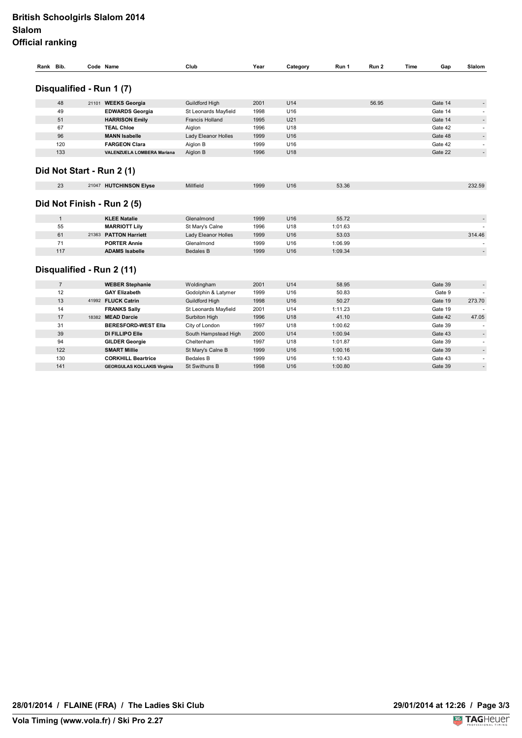# British Schoolgirls Slalom 2014
## Slalom
## Official ranking

### Disqualified - Run 1 (7)

| Rank | Bib. | Code | Name | Club | Year | Category | Run 1 | Run 2 | Time | Gap | Slalom |
|---|---|---|---|---|---|---|---|---|---|---|---|
| | 48 | 21101 | **WEEKS Georgia** | Guildford High | 2001 | U14 | | 56.95 | | Gate 14 | - |
| | 49 | | **EDWARDS Georgia** | St Leonards Mayfield | 1998 | U16 | | | | Gate 14 | - |
| | 51 | | **HARRISON Emily** | Francis Holland | 1995 | U21 | | | | Gate 14 | - |
| | 67 | | **TEAL Chloe** | Aiglon | 1996 | U18 | | | | Gate 42 | - |
| | 96 | | **MANN Isabelle** | Lady Eleanor Holles | 1999 | U16 | | | | Gate 48 | - |
| | 120 | | **FARGEON Clara** | Aiglon B | 1999 | U16 | | | | Gate 42 | - |
| | 133 | | **VALENZUELA LOMBERA Mariana** | Aiglon B | 1996 | U18 | | | | Gate 22 | - |

### Did Not Start - Run 2 (1)

| Rank | Bib. | Code | Name | Club | Year | Category | Run 1 | Run 2 | Time | Gap | Slalom |
|---|---|---|---|---|---|---|---|---|---|---|---|
| | 23 | 21047 | **HUTCHINSON Elyse** | Millfield | 1999 | U16 | 53.36 | | | | 232.59 |

### Did Not Finish - Run 2 (5)

| Rank | Bib. | Code | Name | Club | Year | Category | Run 1 | Run 2 | Time | Gap | Slalom |
|---|---|---|---|---|---|---|---|---|---|---|---|
| | 1 | | **KLEE Natalie** | Glenalmond | 1999 | U16 | 55.72 | | | | - |
| | 55 | | **MARRIOTT Lily** | St Mary's Calne | 1996 | U18 | 1:01.63 | | | | - |
| | 61 | 21363 | **PATTON Harriett** | Lady Eleanor Holles | 1999 | U16 | 53.03 | | | | 314.46 |
| | 71 | | **PORTER Annie** | Glenalmond | 1999 | U16 | 1:06.99 | | | | - |
| | 117 | | **ADAMS Isabelle** | Bedales B | 1999 | U16 | 1:09.34 | | | | - |

### Disqualified - Run 2 (11)

| Rank | Bib. | Code | Name | Club | Year | Category | Run 1 | Run 2 | Time | Gap | Slalom |
|---|---|---|---|---|---|---|---|---|---|---|---|
| | 7 | | **WEBER Stephanie** | Woldingham | 2001 | U14 | 58.95 | | | Gate 39 | - |
| | 12 | | **GAY Elizabeth** | Godolphin & Latymer | 1999 | U16 | 50.83 | | | Gate 9 | - |
| | 13 | 41992 | **FLUCK Catrin** | Guildford High | 1998 | U16 | 50.27 | | | Gate 19 | 273.70 |
| | 14 | | **FRANKS Sally** | St Leonards Mayfield | 2001 | U14 | 1:11.23 | | | Gate 19 | - |
| | 17 | 18382 | **MEAD Darcie** | Surbiton High | 1996 | U18 | 41.10 | | | Gate 42 | 47.05 |
| | 31 | | **BERESFORD-WEST Ella** | City of London | 1997 | U18 | 1:00.62 | | | Gate 39 | - |
| | 39 | | **DI FILLIPO Elle** | South Hampstead High | 2000 | U14 | 1:00.94 | | | Gate 43 | - |
| | 94 | | **GILDER Georgie** | Cheltenham | 1997 | U18 | 1:01.87 | | | Gate 39 | - |
| | 122 | | **SMART Millie** | St Mary's Calne B | 1999 | U16 | 1:00.16 | | | Gate 39 | - |
| | 130 | | **CORKHILL Beartrice** | Bedales B | 1999 | U16 | 1:10.43 | | | Gate 43 | - |
| | 141 | | **GEORGULAS KOLLAKIS Virginia** | St Swithuns B | 1998 | U16 | 1:00.80 | | | Gate 39 | - |

**28/01/2014 / FLAINE (FRA) / The Ladies Ski Club** — **29/01/2014 at 12:26**

**Vola Timing (www.vola.fr) / Ski Pro 2.27**